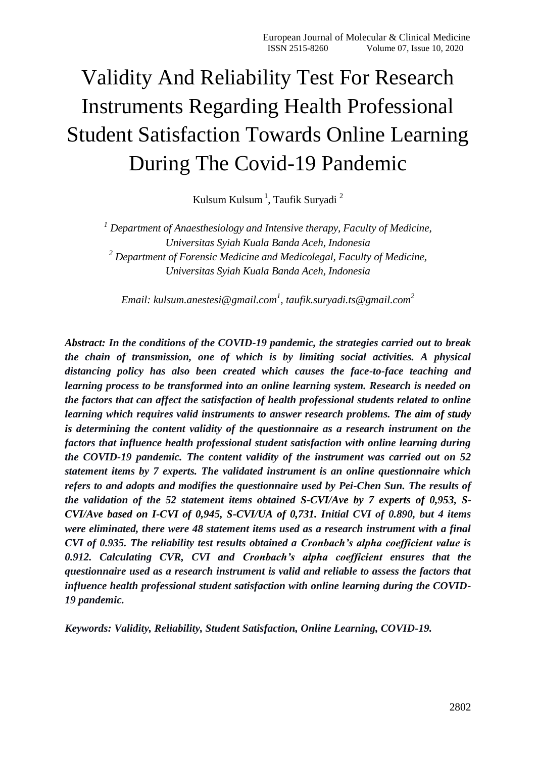# Validity And Reliability Test For Research Instruments Regarding Health Professional Student Satisfaction Towards Online Learning During The Covid-19 Pandemic

Kulsum Kulsum [1], Taufik Suryadi [2]

*[1] Department of Anaesthesiology and Intensive therapy, Faculty of Medicine, Universitas Syiah Kuala Banda Aceh, Indonesia*
*[2] Department of Forensic Medicine and Medicolegal, Faculty of Medicine, Universitas Syiah Kuala Banda Aceh, Indonesia*

*Email: kulsum.anestesi@gmail.com[1], taufik.suryadi.ts@gmail.com[2]*

***Abstract: In the conditions of the COVID-19 pandemic, the strategies carried out to break the chain of transmission, one of which is by limiting social activities. A physical distancing policy has also been created which causes the face-to-face teaching and learning process to be transformed into an online learning system. Research is needed on the factors that can affect the satisfaction of health professional students related to online learning which requires valid instruments to answer research problems. The aim of study is determining the content validity of the questionnaire as a research instrument on the factors that influence health professional student satisfaction with online learning during the COVID-19 pandemic. The content validity of the instrument was carried out on 52 statement items by 7 experts. The validated instrument is an online questionnaire which refers to and adopts and modifies the questionnaire used by Pei-Chen Sun. The results of the validation of the 52 statement items obtained S-CVI/Ave by 7 experts of 0,953, S-CVI/Ave based on I-CVI of 0,945, S-CVI/UA of 0,731. Initial CVI of 0.890, but 4 items were eliminated, there were 48 statement items used as a research instrument with a final CVI of 0.935. The reliability test results obtained a Cronbach's alpha coefficient value is 0.912. Calculating CVR, CVI and Cronbach's alpha coefficient ensures that the questionnaire used as a research instrument is valid and reliable to assess the factors that influence health professional student satisfaction with online learning during the COVID-19 pandemic.***

***Keywords: Validity, Reliability, Student Satisfaction, Online Learning, COVID-19.***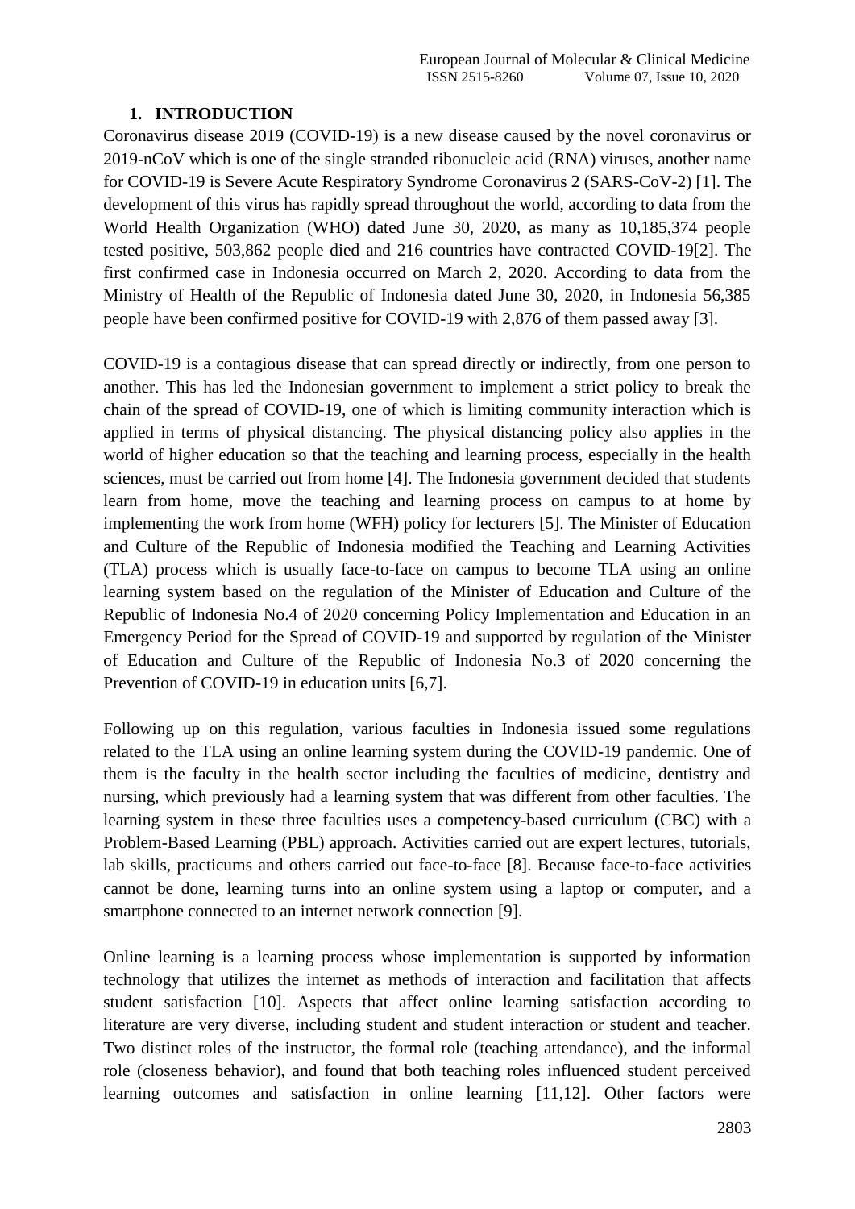## 1. INTRODUCTION

Coronavirus disease 2019 (COVID-19) is a new disease caused by the novel coronavirus or 2019-nCoV which is one of the single stranded ribonucleic acid (RNA) viruses, another name for COVID-19 is Severe Acute Respiratory Syndrome Coronavirus 2 (SARS-CoV-2) [1]. The development of this virus has rapidly spread throughout the world, according to data from the World Health Organization (WHO) dated June 30, 2020, as many as 10,185,374 people tested positive, 503,862 people died and 216 countries have contracted COVID-19[2]. The first confirmed case in Indonesia occurred on March 2, 2020. According to data from the Ministry of Health of the Republic of Indonesia dated June 30, 2020, in Indonesia 56,385 people have been confirmed positive for COVID-19 with 2,876 of them passed away [3].

COVID-19 is a contagious disease that can spread directly or indirectly, from one person to another. This has led the Indonesian government to implement a strict policy to break the chain of the spread of COVID-19, one of which is limiting community interaction which is applied in terms of physical distancing. The physical distancing policy also applies in the world of higher education so that the teaching and learning process, especially in the health sciences, must be carried out from home [4]. The Indonesia government decided that students learn from home, move the teaching and learning process on campus to at home by implementing the work from home (WFH) policy for lecturers [5]. The Minister of Education and Culture of the Republic of Indonesia modified the Teaching and Learning Activities (TLA) process which is usually face-to-face on campus to become TLA using an online learning system based on the regulation of the Minister of Education and Culture of the Republic of Indonesia No.4 of 2020 concerning Policy Implementation and Education in an Emergency Period for the Spread of COVID-19 and supported by regulation of the Minister of Education and Culture of the Republic of Indonesia No.3 of 2020 concerning the Prevention of COVID-19 in education units [6,7].

Following up on this regulation, various faculties in Indonesia issued some regulations related to the TLA using an online learning system during the COVID-19 pandemic. One of them is the faculty in the health sector including the faculties of medicine, dentistry and nursing, which previously had a learning system that was different from other faculties. The learning system in these three faculties uses a competency-based curriculum (CBC) with a Problem-Based Learning (PBL) approach. Activities carried out are expert lectures, tutorials, lab skills, practicums and others carried out face-to-face [8]. Because face-to-face activities cannot be done, learning turns into an online system using a laptop or computer, and a smartphone connected to an internet network connection [9].

Online learning is a learning process whose implementation is supported by information technology that utilizes the internet as methods of interaction and facilitation that affects student satisfaction [10]. Aspects that affect online learning satisfaction according to literature are very diverse, including student and student interaction or student and teacher. Two distinct roles of the instructor, the formal role (teaching attendance), and the informal role (closeness behavior), and found that both teaching roles influenced student perceived learning outcomes and satisfaction in online learning [11,12]. Other factors were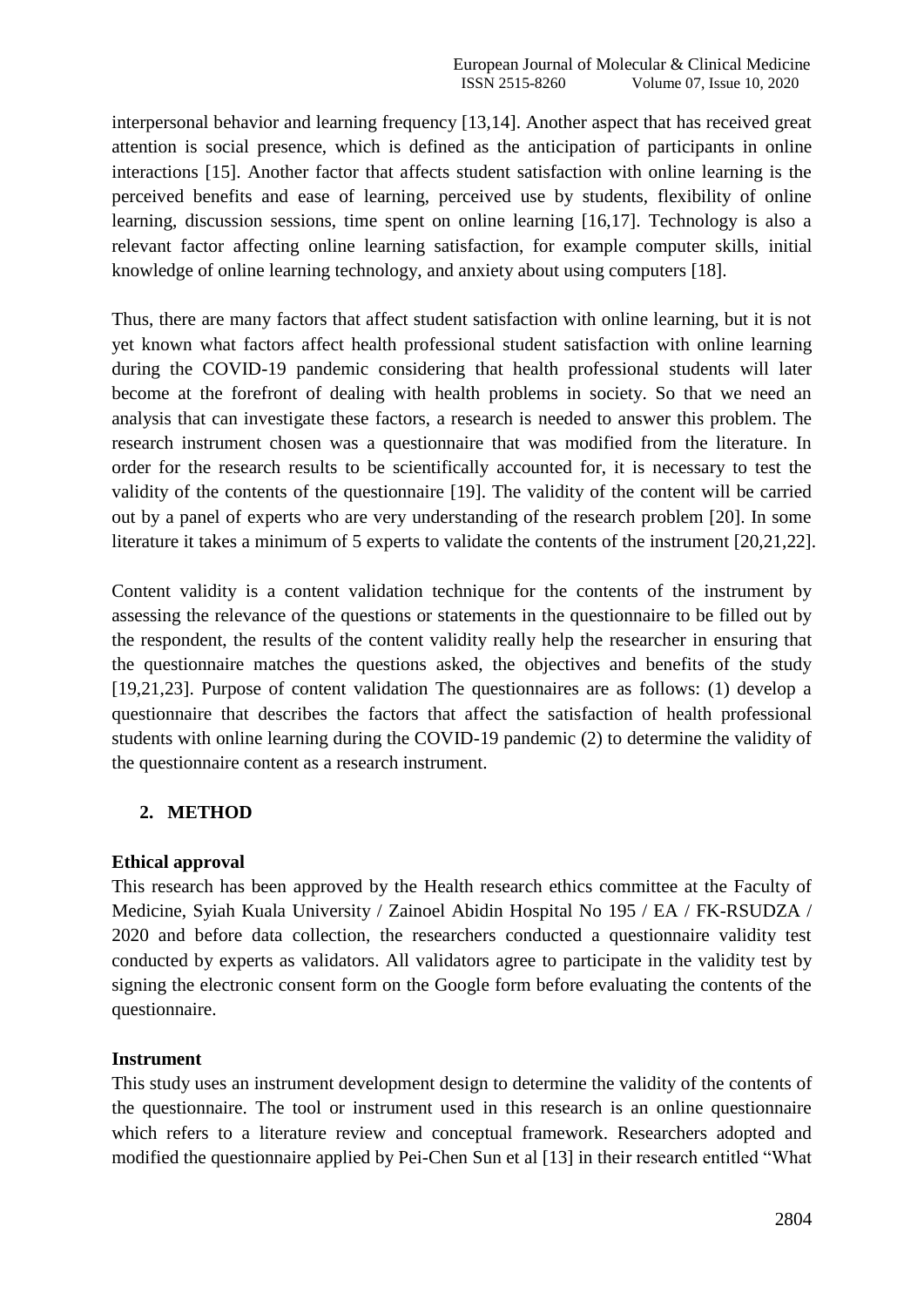interpersonal behavior and learning frequency [13,14]. Another aspect that has received great attention is social presence, which is defined as the anticipation of participants in online interactions [15]. Another factor that affects student satisfaction with online learning is the perceived benefits and ease of learning, perceived use by students, flexibility of online learning, discussion sessions, time spent on online learning [16,17]. Technology is also a relevant factor affecting online learning satisfaction, for example computer skills, initial knowledge of online learning technology, and anxiety about using computers [18].

Thus, there are many factors that affect student satisfaction with online learning, but it is not yet known what factors affect health professional student satisfaction with online learning during the COVID-19 pandemic considering that health professional students will later become at the forefront of dealing with health problems in society. So that we need an analysis that can investigate these factors, a research is needed to answer this problem. The research instrument chosen was a questionnaire that was modified from the literature. In order for the research results to be scientifically accounted for, it is necessary to test the validity of the contents of the questionnaire [19]. The validity of the content will be carried out by a panel of experts who are very understanding of the research problem [20]. In some literature it takes a minimum of 5 experts to validate the contents of the instrument [20,21,22].

Content validity is a content validation technique for the contents of the instrument by assessing the relevance of the questions or statements in the questionnaire to be filled out by the respondent, the results of the content validity really help the researcher in ensuring that the questionnaire matches the questions asked, the objectives and benefits of the study [19,21,23]. Purpose of content validation The questionnaires are as follows: (1) develop a questionnaire that describes the factors that affect the satisfaction of health professional students with online learning during the COVID-19 pandemic (2) to determine the validity of the questionnaire content as a research instrument.

## 2. METHOD

**Ethical approval**

This research has been approved by the Health research ethics committee at the Faculty of Medicine, Syiah Kuala University / Zainoel Abidin Hospital No 195 / EA / FK-RSUDZA / 2020 and before data collection, the researchers conducted a questionnaire validity test conducted by experts as validators. All validators agree to participate in the validity test by signing the electronic consent form on the Google form before evaluating the contents of the questionnaire.

**Instrument**

This study uses an instrument development design to determine the validity of the contents of the questionnaire. The tool or instrument used in this research is an online questionnaire which refers to a literature review and conceptual framework. Researchers adopted and modified the questionnaire applied by Pei-Chen Sun et al [13] in their research entitled "What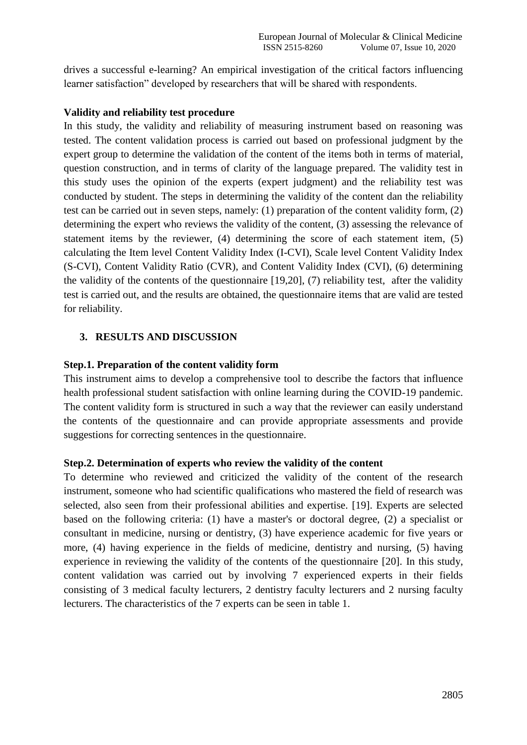drives a successful e-learning? An empirical investigation of the critical factors influencing learner satisfaction" developed by researchers that will be shared with respondents.

**Validity and reliability test procedure**

In this study, the validity and reliability of measuring instrument based on reasoning was tested. The content validation process is carried out based on professional judgment by the expert group to determine the validation of the content of the items both in terms of material, question construction, and in terms of clarity of the language prepared. The validity test in this study uses the opinion of the experts (expert judgment) and the reliability test was conducted by student. The steps in determining the validity of the content dan the reliability test can be carried out in seven steps, namely: (1) preparation of the content validity form, (2) determining the expert who reviews the validity of the content, (3) assessing the relevance of statement items by the reviewer, (4) determining the score of each statement item, (5) calculating the Item level Content Validity Index (I-CVI), Scale level Content Validity Index (S-CVI), Content Validity Ratio (CVR), and Content Validity Index (CVI), (6) determining the validity of the contents of the questionnaire [19,20], (7) reliability test, after the validity test is carried out, and the results are obtained, the questionnaire items that are valid are tested for reliability.

## 3. RESULTS AND DISCUSSION

**Step.1. Preparation of the content validity form**

This instrument aims to develop a comprehensive tool to describe the factors that influence health professional student satisfaction with online learning during the COVID-19 pandemic. The content validity form is structured in such a way that the reviewer can easily understand the contents of the questionnaire and can provide appropriate assessments and provide suggestions for correcting sentences in the questionnaire.

**Step.2. Determination of experts who review the validity of the content**

To determine who reviewed and criticized the validity of the content of the research instrument, someone who had scientific qualifications who mastered the field of research was selected, also seen from their professional abilities and expertise. [19]. Experts are selected based on the following criteria: (1) have a master's or doctoral degree, (2) a specialist or consultant in medicine, nursing or dentistry, (3) have experience academic for five years or more, (4) having experience in the fields of medicine, dentistry and nursing, (5) having experience in reviewing the validity of the contents of the questionnaire [20]. In this study, content validation was carried out by involving 7 experienced experts in their fields consisting of 3 medical faculty lecturers, 2 dentistry faculty lecturers and 2 nursing faculty lecturers. The characteristics of the 7 experts can be seen in table 1.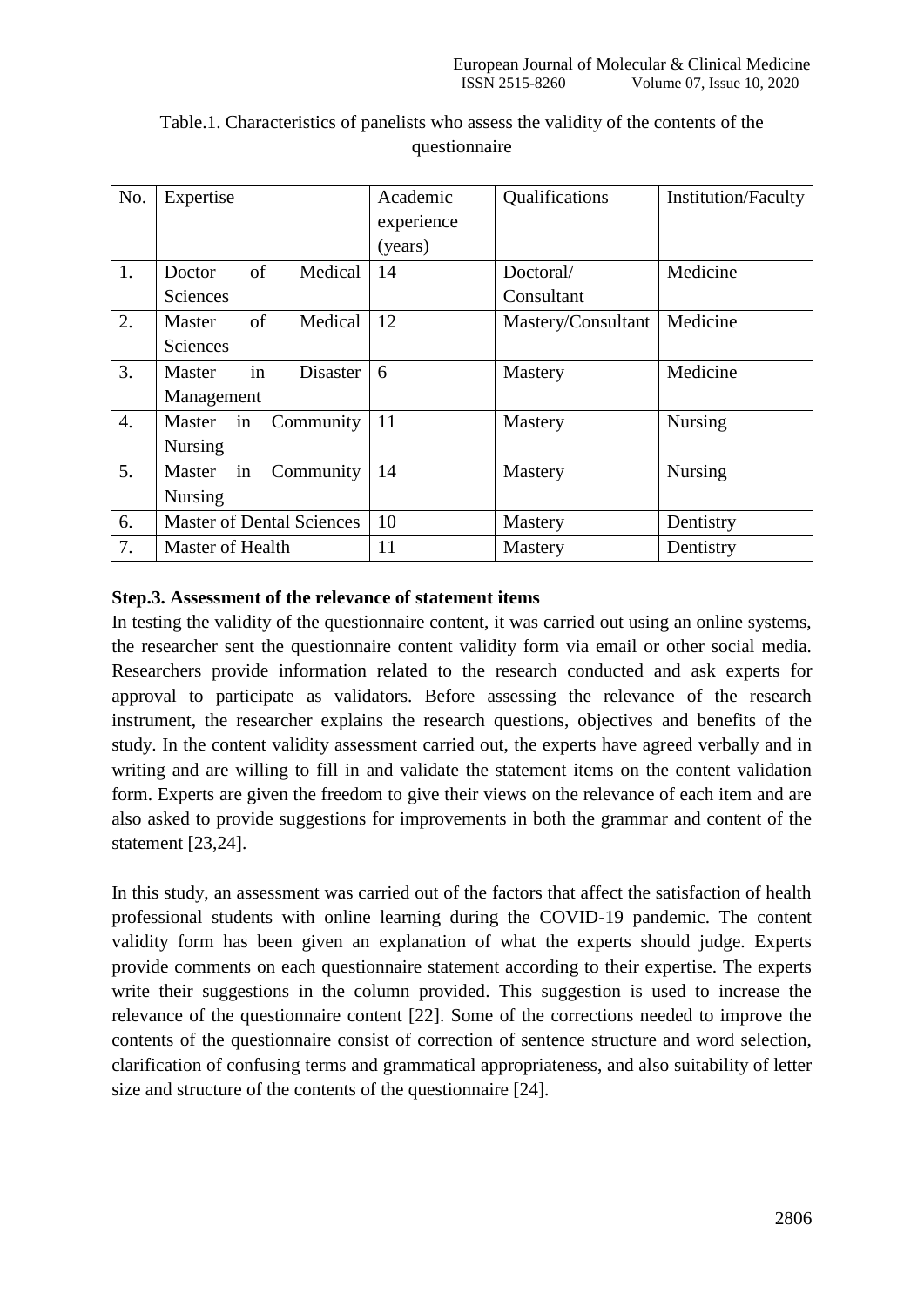Table.1. Characteristics of panelists who assess the validity of the contents of the questionnaire

| No. | Expertise | Academic experience (years) | Qualifications | Institution/Faculty |
|---|---|---|---|---|
| 1. | Doctor of Medical Sciences | 14 | Doctoral/ Consultant | Medicine |
| 2. | Master of Medical Sciences | 12 | Mastery/Consultant | Medicine |
| 3. | Master in Disaster Management | 6 | Mastery | Medicine |
| 4. | Master in Community Nursing | 11 | Mastery | Nursing |
| 5. | Master in Community Nursing | 14 | Mastery | Nursing |
| 6. | Master of Dental Sciences | 10 | Mastery | Dentistry |
| 7. | Master of Health | 11 | Mastery | Dentistry |

**Step.3. Assessment of the relevance of statement items**

In testing the validity of the questionnaire content, it was carried out using an online systems, the researcher sent the questionnaire content validity form via email or other social media. Researchers provide information related to the research conducted and ask experts for approval to participate as validators. Before assessing the relevance of the research instrument, the researcher explains the research questions, objectives and benefits of the study. In the content validity assessment carried out, the experts have agreed verbally and in writing and are willing to fill in and validate the statement items on the content validation form. Experts are given the freedom to give their views on the relevance of each item and are also asked to provide suggestions for improvements in both the grammar and content of the statement [23,24].

In this study, an assessment was carried out of the factors that affect the satisfaction of health professional students with online learning during the COVID-19 pandemic. The content validity form has been given an explanation of what the experts should judge. Experts provide comments on each questionnaire statement according to their expertise. The experts write their suggestions in the column provided. This suggestion is used to increase the relevance of the questionnaire content [22]. Some of the corrections needed to improve the contents of the questionnaire consist of correction of sentence structure and word selection, clarification of confusing terms and grammatical appropriateness, and also suitability of letter size and structure of the contents of the questionnaire [24].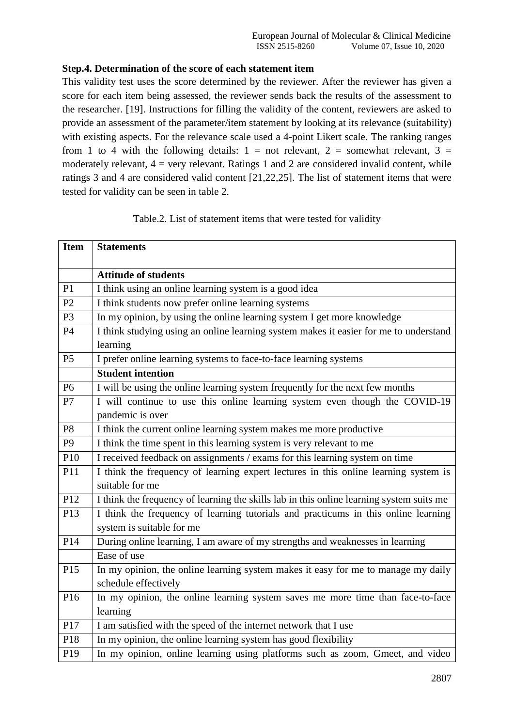**Step.4. Determination of the score of each statement item**

This validity test uses the score determined by the reviewer. After the reviewer has given a score for each item being assessed, the reviewer sends back the results of the assessment to the researcher. [19]. Instructions for filling the validity of the content, reviewers are asked to provide an assessment of the parameter/item statement by looking at its relevance (suitability) with existing aspects. For the relevance scale used a 4-point Likert scale. The ranking ranges from 1 to 4 with the following details: 1 = not relevant, 2 = somewhat relevant, 3 = moderately relevant, 4 = very relevant. Ratings 1 and 2 are considered invalid content, while ratings 3 and 4 are considered valid content [21,22,25]. The list of statement items that were tested for validity can be seen in table 2.

Table.2. List of statement items that were tested for validity

| Item | Statements |
|---|---|
| | **Attitude of students** |
| P1 | I think using an online learning system is a good idea |
| P2 | I think students now prefer online learning systems |
| P3 | In my opinion, by using the online learning system I get more knowledge |
| P4 | I think studying using an online learning system makes it easier for me to understand learning |
| P5 | I prefer online learning systems to face-to-face learning systems |
| | **Student intention** |
| P6 | I will be using the online learning system frequently for the next few months |
| P7 | I will continue to use this online learning system even though the COVID-19 pandemic is over |
| P8 | I think the current online learning system makes me more productive |
| P9 | I think the time spent in this learning system is very relevant to me |
| P10 | I received feedback on assignments / exams for this learning system on time |
| P11 | I think the frequency of learning expert lectures in this online learning system is suitable for me |
| P12 | I think the frequency of learning the skills lab in this online learning system suits me |
| P13 | I think the frequency of learning tutorials and practicums in this online learning system is suitable for me |
| P14 | During online learning, I am aware of my strengths and weaknesses in learning |
| | Ease of use |
| P15 | In my opinion, the online learning system makes it easy for me to manage my daily schedule effectively |
| P16 | In my opinion, the online learning system saves me more time than face-to-face learning |
| P17 | I am satisfied with the speed of the internet network that I use |
| P18 | In my opinion, the online learning system has good flexibility |
| P19 | In my opinion, online learning using platforms such as zoom, Gmeet, and video |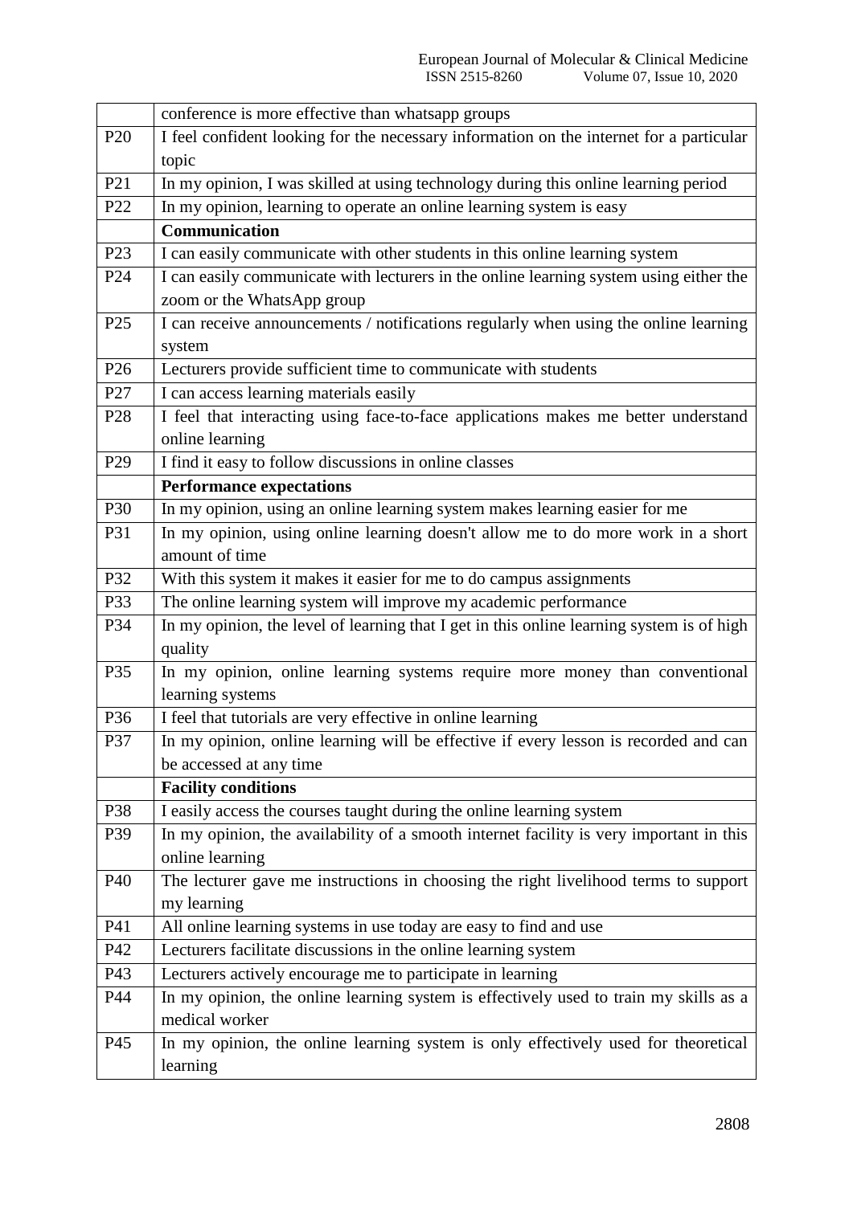| | |
|---|---|
| | conference is more effective than whatsapp groups |
| P20 | I feel confident looking for the necessary information on the internet for a particular topic |
| P21 | In my opinion, I was skilled at using technology during this online learning period |
| P22 | In my opinion, learning to operate an online learning system is easy |
| | **Communication** |
| P23 | I can easily communicate with other students in this online learning system |
| P24 | I can easily communicate with lecturers in the online learning system using either the zoom or the WhatsApp group |
| P25 | I can receive announcements / notifications regularly when using the online learning system |
| P26 | Lecturers provide sufficient time to communicate with students |
| P27 | I can access learning materials easily |
| P28 | I feel that interacting using face-to-face applications makes me better understand online learning |
| P29 | I find it easy to follow discussions in online classes |
| | **Performance expectations** |
| P30 | In my opinion, using an online learning system makes learning easier for me |
| P31 | In my opinion, using online learning doesn't allow me to do more work in a short amount of time |
| P32 | With this system it makes it easier for me to do campus assignments |
| P33 | The online learning system will improve my academic performance |
| P34 | In my opinion, the level of learning that I get in this online learning system is of high quality |
| P35 | In my opinion, online learning systems require more money than conventional learning systems |
| P36 | I feel that tutorials are very effective in online learning |
| P37 | In my opinion, online learning will be effective if every lesson is recorded and can be accessed at any time |
| | **Facility conditions** |
| P38 | I easily access the courses taught during the online learning system |
| P39 | In my opinion, the availability of a smooth internet facility is very important in this online learning |
| P40 | The lecturer gave me instructions in choosing the right livelihood terms to support my learning |
| P41 | All online learning systems in use today are easy to find and use |
| P42 | Lecturers facilitate discussions in the online learning system |
| P43 | Lecturers actively encourage me to participate in learning |
| P44 | In my opinion, the online learning system is effectively used to train my skills as a medical worker |
| P45 | In my opinion, the online learning system is only effectively used for theoretical learning |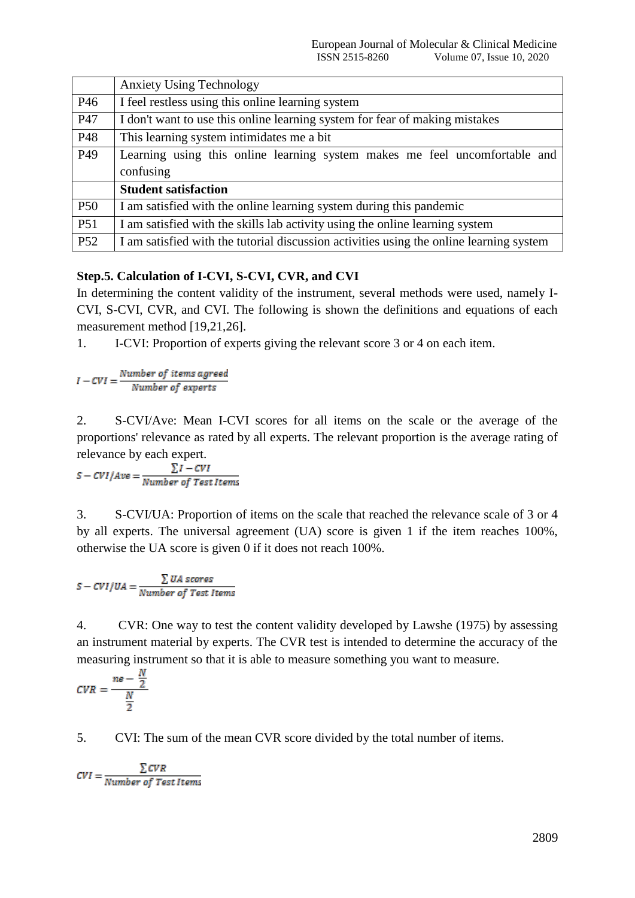| | Anxiety Using Technology |
|---|---|
| P46 | I feel restless using this online learning system |
| P47 | I don't want to use this online learning system for fear of making mistakes |
| P48 | This learning system intimidates me a bit |
| P49 | Learning using this online learning system makes me feel uncomfortable and confusing |
| | **Student satisfaction** |
| P50 | I am satisfied with the online learning system during this pandemic |
| P51 | I am satisfied with the skills lab activity using the online learning system |
| P52 | I am satisfied with the tutorial discussion activities using the online learning system |

**Step.5. Calculation of I-CVI, S-CVI, CVR, and CVI**

In determining the content validity of the instrument, several methods were used, namely I-CVI, S-CVI, CVR, and CVI. The following is shown the definitions and equations of each measurement method [19,21,26].

1. I-CVI: Proportion of experts giving the relevant score 3 or 4 on each item.

$$I-CVI = \frac{Number\ of\ items\ agreed}{Number\ of\ experts}$$

2. S-CVI/Ave: Mean I-CVI scores for all items on the scale or the average of the proportions' relevance as rated by all experts. The relevant proportion is the average rating of relevance by each expert.

$$S-CVI/Ave = \frac{\sum I-CVI}{Number\ of\ Test\ Items}$$

3. S-CVI/UA: Proportion of items on the scale that reached the relevance scale of 3 or 4 by all experts. The universal agreement (UA) score is given 1 if the item reaches 100%, otherwise the UA score is given 0 if it does not reach 100%.

$$S-CVI/UA = \frac{\sum UA\ scores}{Number\ of\ Test\ Items}$$

4. CVR: One way to test the content validity developed by Lawshe (1975) by assessing an instrument material by experts. The CVR test is intended to determine the accuracy of the measuring instrument so that it is able to measure something you want to measure.

$$CVR = \frac{ne - \frac{N}{2}}{\frac{N}{2}}$$

5. CVI: The sum of the mean CVR score divided by the total number of items.

$$CVI = \frac{\sum CVR}{Number\ of\ Test\ Items}$$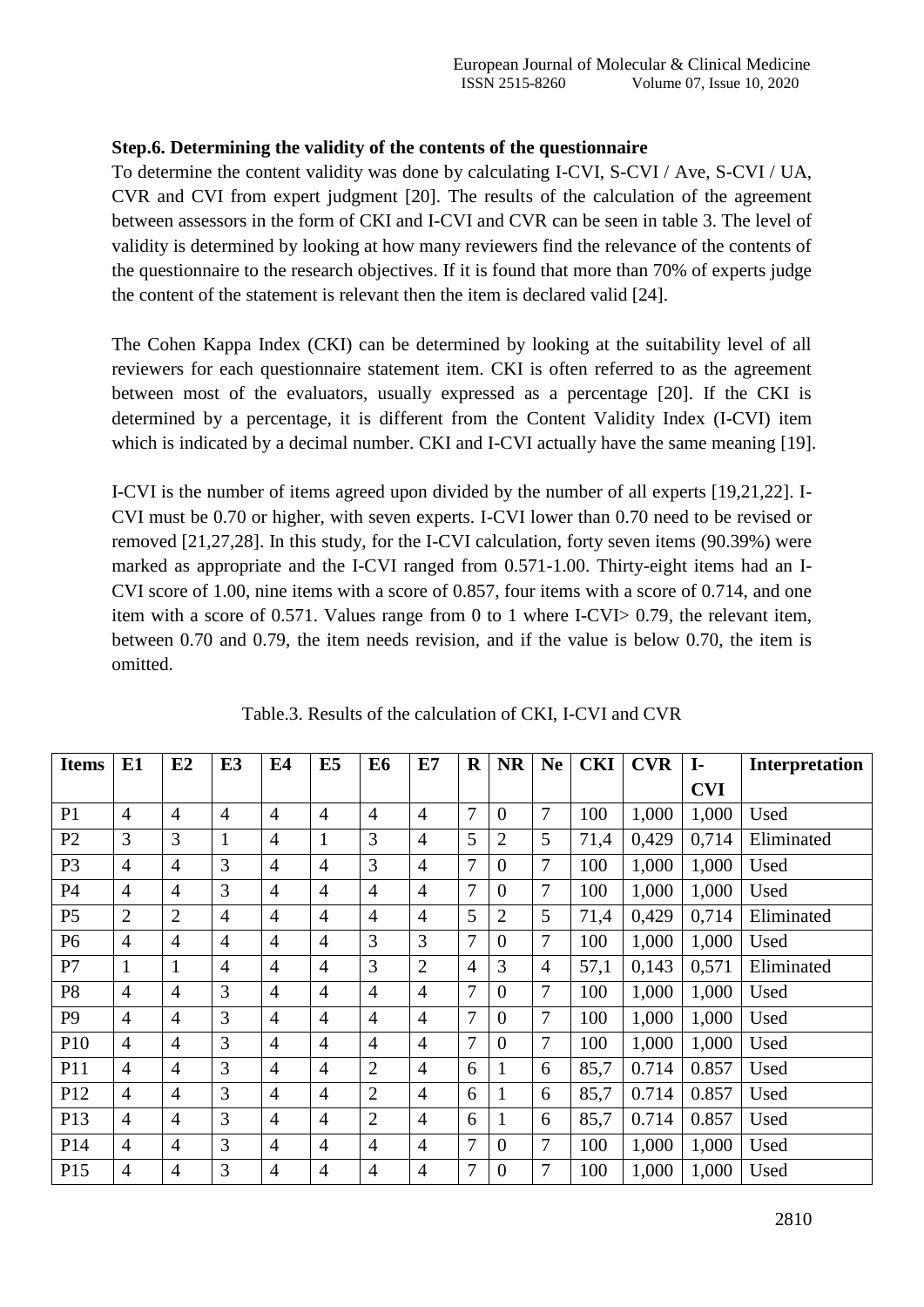**Step.6. Determining the validity of the contents of the questionnaire**

To determine the content validity was done by calculating I-CVI, S-CVI / Ave, S-CVI / UA, CVR and CVI from expert judgment [20]. The results of the calculation of the agreement between assessors in the form of CKI and I-CVI and CVR can be seen in table 3. The level of validity is determined by looking at how many reviewers find the relevance of the contents of the questionnaire to the research objectives. If it is found that more than 70% of experts judge the content of the statement is relevant then the item is declared valid [24].

The Cohen Kappa Index (CKI) can be determined by looking at the suitability level of all reviewers for each questionnaire statement item. CKI is often referred to as the agreement between most of the evaluators, usually expressed as a percentage [20]. If the CKI is determined by a percentage, it is different from the Content Validity Index (I-CVI) item which is indicated by a decimal number. CKI and I-CVI actually have the same meaning [19].

I-CVI is the number of items agreed upon divided by the number of all experts [19,21,22]. I-CVI must be 0.70 or higher, with seven experts. I-CVI lower than 0.70 need to be revised or removed [21,27,28]. In this study, for the I-CVI calculation, forty seven items (90.39%) were marked as appropriate and the I-CVI ranged from 0.571-1.00. Thirty-eight items had an I-CVI score of 1.00, nine items with a score of 0.857, four items with a score of 0.714, and one item with a score of 0.571. Values range from 0 to 1 where I-CVI> 0.79, the relevant item, between 0.70 and 0.79, the item needs revision, and if the value is below 0.70, the item is omitted.

Table.3. Results of the calculation of CKI, I-CVI and CVR

| Items | E1 | E2 | E3 | E4 | E5 | E6 | E7 | R | NR | Ne | CKI | CVR | I-CVI | Interpretation |
|---|---|---|---|---|---|---|---|---|---|---|---|---|---|---|
| P1 | 4 | 4 | 4 | 4 | 4 | 4 | 4 | 7 | 0 | 7 | 100 | 1,000 | 1,000 | Used |
| P2 | 3 | 3 | 1 | 4 | 1 | 3 | 4 | 5 | 2 | 5 | 71,4 | 0,429 | 0,714 | Eliminated |
| P3 | 4 | 4 | 3 | 4 | 4 | 3 | 4 | 7 | 0 | 7 | 100 | 1,000 | 1,000 | Used |
| P4 | 4 | 4 | 3 | 4 | 4 | 4 | 4 | 7 | 0 | 7 | 100 | 1,000 | 1,000 | Used |
| P5 | 2 | 2 | 4 | 4 | 4 | 4 | 4 | 5 | 2 | 5 | 71,4 | 0,429 | 0,714 | Eliminated |
| P6 | 4 | 4 | 4 | 4 | 4 | 3 | 3 | 7 | 0 | 7 | 100 | 1,000 | 1,000 | Used |
| P7 | 1 | 1 | 4 | 4 | 4 | 3 | 2 | 4 | 3 | 4 | 57,1 | 0,143 | 0,571 | Eliminated |
| P8 | 4 | 4 | 3 | 4 | 4 | 4 | 4 | 7 | 0 | 7 | 100 | 1,000 | 1,000 | Used |
| P9 | 4 | 4 | 3 | 4 | 4 | 4 | 4 | 7 | 0 | 7 | 100 | 1,000 | 1,000 | Used |
| P10 | 4 | 4 | 3 | 4 | 4 | 4 | 4 | 7 | 0 | 7 | 100 | 1,000 | 1,000 | Used |
| P11 | 4 | 4 | 3 | 4 | 4 | 2 | 4 | 6 | 1 | 6 | 85,7 | 0.714 | 0.857 | Used |
| P12 | 4 | 4 | 3 | 4 | 4 | 2 | 4 | 6 | 1 | 6 | 85,7 | 0.714 | 0.857 | Used |
| P13 | 4 | 4 | 3 | 4 | 4 | 2 | 4 | 6 | 1 | 6 | 85,7 | 0.714 | 0.857 | Used |
| P14 | 4 | 4 | 3 | 4 | 4 | 4 | 4 | 7 | 0 | 7 | 100 | 1,000 | 1,000 | Used |
| P15 | 4 | 4 | 3 | 4 | 4 | 4 | 4 | 7 | 0 | 7 | 100 | 1,000 | 1,000 | Used |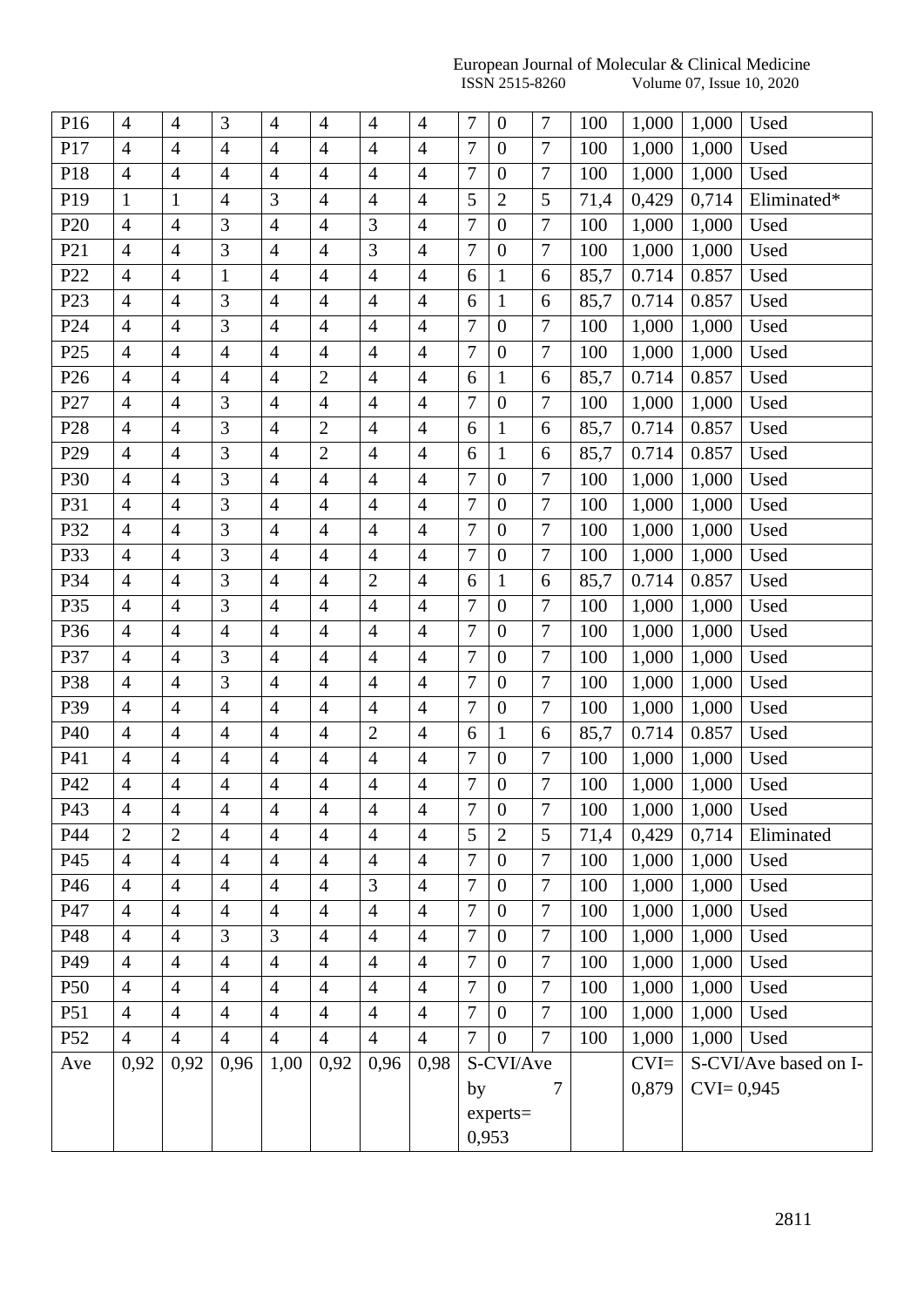| P16 | 4 | 4 | 3 | 4 | 4 | 4 | 4 | 7 | 0 | 7 | 100 | 1,000 | 1,000 | Used |
|---|---|---|---|---|---|---|---|---|---|---|---|---|---|---|
| P17 | 4 | 4 | 4 | 4 | 4 | 4 | 4 | 7 | 0 | 7 | 100 | 1,000 | 1,000 | Used |
| P18 | 4 | 4 | 4 | 4 | 4 | 4 | 4 | 7 | 0 | 7 | 100 | 1,000 | 1,000 | Used |
| P19 | 1 | 1 | 4 | 3 | 4 | 4 | 4 | 5 | 2 | 5 | 71,4 | 0,429 | 0,714 | Eliminated* |
| P20 | 4 | 4 | 3 | 4 | 4 | 3 | 4 | 7 | 0 | 7 | 100 | 1,000 | 1,000 | Used |
| P21 | 4 | 4 | 3 | 4 | 4 | 3 | 4 | 7 | 0 | 7 | 100 | 1,000 | 1,000 | Used |
| P22 | 4 | 4 | 1 | 4 | 4 | 4 | 4 | 6 | 1 | 6 | 85,7 | 0.714 | 0.857 | Used |
| P23 | 4 | 4 | 3 | 4 | 4 | 4 | 4 | 6 | 1 | 6 | 85,7 | 0.714 | 0.857 | Used |
| P24 | 4 | 4 | 3 | 4 | 4 | 4 | 4 | 7 | 0 | 7 | 100 | 1,000 | 1,000 | Used |
| P25 | 4 | 4 | 4 | 4 | 4 | 4 | 4 | 7 | 0 | 7 | 100 | 1,000 | 1,000 | Used |
| P26 | 4 | 4 | 4 | 4 | 2 | 4 | 4 | 6 | 1 | 6 | 85,7 | 0.714 | 0.857 | Used |
| P27 | 4 | 4 | 3 | 4 | 4 | 4 | 4 | 7 | 0 | 7 | 100 | 1,000 | 1,000 | Used |
| P28 | 4 | 4 | 3 | 4 | 2 | 4 | 4 | 6 | 1 | 6 | 85,7 | 0.714 | 0.857 | Used |
| P29 | 4 | 4 | 3 | 4 | 2 | 4 | 4 | 6 | 1 | 6 | 85,7 | 0.714 | 0.857 | Used |
| P30 | 4 | 4 | 3 | 4 | 4 | 4 | 4 | 7 | 0 | 7 | 100 | 1,000 | 1,000 | Used |
| P31 | 4 | 4 | 3 | 4 | 4 | 4 | 4 | 7 | 0 | 7 | 100 | 1,000 | 1,000 | Used |
| P32 | 4 | 4 | 3 | 4 | 4 | 4 | 4 | 7 | 0 | 7 | 100 | 1,000 | 1,000 | Used |
| P33 | 4 | 4 | 3 | 4 | 4 | 4 | 4 | 7 | 0 | 7 | 100 | 1,000 | 1,000 | Used |
| P34 | 4 | 4 | 3 | 4 | 4 | 2 | 4 | 6 | 1 | 6 | 85,7 | 0.714 | 0.857 | Used |
| P35 | 4 | 4 | 3 | 4 | 4 | 4 | 4 | 7 | 0 | 7 | 100 | 1,000 | 1,000 | Used |
| P36 | 4 | 4 | 4 | 4 | 4 | 4 | 4 | 7 | 0 | 7 | 100 | 1,000 | 1,000 | Used |
| P37 | 4 | 4 | 3 | 4 | 4 | 4 | 4 | 7 | 0 | 7 | 100 | 1,000 | 1,000 | Used |
| P38 | 4 | 4 | 3 | 4 | 4 | 4 | 4 | 7 | 0 | 7 | 100 | 1,000 | 1,000 | Used |
| P39 | 4 | 4 | 4 | 4 | 4 | 4 | 4 | 7 | 0 | 7 | 100 | 1,000 | 1,000 | Used |
| P40 | 4 | 4 | 4 | 4 | 4 | 2 | 4 | 6 | 1 | 6 | 85,7 | 0.714 | 0.857 | Used |
| P41 | 4 | 4 | 4 | 4 | 4 | 4 | 4 | 7 | 0 | 7 | 100 | 1,000 | 1,000 | Used |
| P42 | 4 | 4 | 4 | 4 | 4 | 4 | 4 | 7 | 0 | 7 | 100 | 1,000 | 1,000 | Used |
| P43 | 4 | 4 | 4 | 4 | 4 | 4 | 4 | 7 | 0 | 7 | 100 | 1,000 | 1,000 | Used |
| P44 | 2 | 2 | 4 | 4 | 4 | 4 | 4 | 5 | 2 | 5 | 71,4 | 0,429 | 0,714 | Eliminated |
| P45 | 4 | 4 | 4 | 4 | 4 | 4 | 4 | 7 | 0 | 7 | 100 | 1,000 | 1,000 | Used |
| P46 | 4 | 4 | 4 | 4 | 4 | 3 | 4 | 7 | 0 | 7 | 100 | 1,000 | 1,000 | Used |
| P47 | 4 | 4 | 4 | 4 | 4 | 4 | 4 | 7 | 0 | 7 | 100 | 1,000 | 1,000 | Used |
| P48 | 4 | 4 | 3 | 3 | 4 | 4 | 4 | 7 | 0 | 7 | 100 | 1,000 | 1,000 | Used |
| P49 | 4 | 4 | 4 | 4 | 4 | 4 | 4 | 7 | 0 | 7 | 100 | 1,000 | 1,000 | Used |
| P50 | 4 | 4 | 4 | 4 | 4 | 4 | 4 | 7 | 0 | 7 | 100 | 1,000 | 1,000 | Used |
| P51 | 4 | 4 | 4 | 4 | 4 | 4 | 4 | 7 | 0 | 7 | 100 | 1,000 | 1,000 | Used |
| P52 | 4 | 4 | 4 | 4 | 4 | 4 | 4 | 7 | 0 | 7 | 100 | 1,000 | 1,000 | Used |
| Ave | 0,92 | 0,92 | 0,96 | 1,00 | 0,92 | 0,96 | 0,98 | S-CVI/Ave by 7 experts= 0,953 | | | | CVI= 0,879 | S-CVI/Ave based on I-CVI= 0,945 | |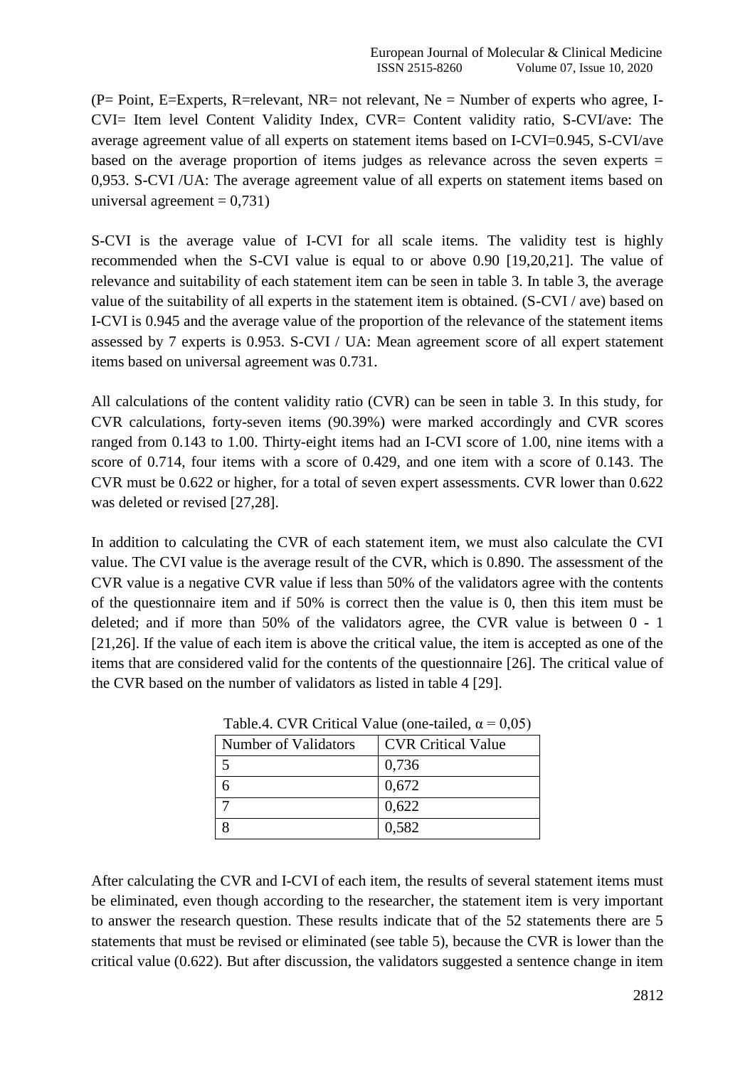(P= Point, E=Experts, R=relevant, NR= not relevant, Ne = Number of experts who agree, I-CVI= Item level Content Validity Index, CVR= Content validity ratio, S-CVI/ave: The average agreement value of all experts on statement items based on I-CVI=0.945, S-CVI/ave based on the average proportion of items judges as relevance across the seven experts = 0,953. S-CVI /UA: The average agreement value of all experts on statement items based on universal agreement = 0,731)

S-CVI is the average value of I-CVI for all scale items. The validity test is highly recommended when the S-CVI value is equal to or above 0.90 [19,20,21]. The value of relevance and suitability of each statement item can be seen in table 3. In table 3, the average value of the suitability of all experts in the statement item is obtained. (S-CVI / ave) based on I-CVI is 0.945 and the average value of the proportion of the relevance of the statement items assessed by 7 experts is 0.953. S-CVI / UA: Mean agreement score of all expert statement items based on universal agreement was 0.731.

All calculations of the content validity ratio (CVR) can be seen in table 3. In this study, for CVR calculations, forty-seven items (90.39%) were marked accordingly and CVR scores ranged from 0.143 to 1.00. Thirty-eight items had an I-CVI score of 1.00, nine items with a score of 0.714, four items with a score of 0.429, and one item with a score of 0.143. The CVR must be 0.622 or higher, for a total of seven expert assessments. CVR lower than 0.622 was deleted or revised [27,28].

In addition to calculating the CVR of each statement item, we must also calculate the CVI value. The CVI value is the average result of the CVR, which is 0.890. The assessment of the CVR value is a negative CVR value if less than 50% of the validators agree with the contents of the questionnaire item and if 50% is correct then the value is 0, then this item must be deleted; and if more than 50% of the validators agree, the CVR value is between 0 - 1 [21,26]. If the value of each item is above the critical value, the item is accepted as one of the items that are considered valid for the contents of the questionnaire [26]. The critical value of the CVR based on the number of validators as listed in table 4 [29].

Table.4. CVR Critical Value (one-tailed, $\alpha = 0,05$)

| Number of Validators | CVR Critical Value |
|---|---|
| 5 | 0,736 |
| 6 | 0,672 |
| 7 | 0,622 |
| 8 | 0,582 |

After calculating the CVR and I-CVI of each item, the results of several statement items must be eliminated, even though according to the researcher, the statement item is very important to answer the research question. These results indicate that of the 52 statements there are 5 statements that must be revised or eliminated (see table 5), because the CVR is lower than the critical value (0.622). But after discussion, the validators suggested a sentence change in item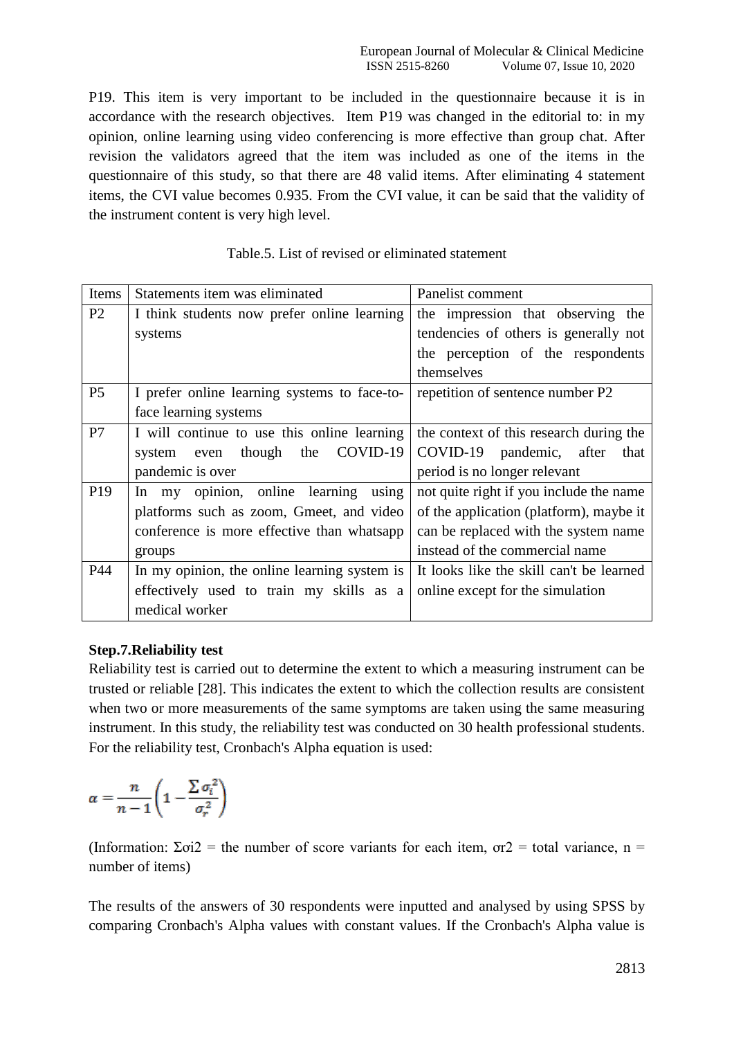P19. This item is very important to be included in the questionnaire because it is in accordance with the research objectives. Item P19 was changed in the editorial to: in my opinion, online learning using video conferencing is more effective than group chat. After revision the validators agreed that the item was included as one of the items in the questionnaire of this study, so that there are 48 valid items. After eliminating 4 statement items, the CVI value becomes 0.935. From the CVI value, it can be said that the validity of the instrument content is very high level.

Table.5. List of revised or eliminated statement

| Items | Statements item was eliminated | Panelist comment |
|---|---|---|
| P2 | I think students now prefer online learning systems | the impression that observing the tendencies of others is generally not the perception of the respondents themselves |
| P5 | I prefer online learning systems to face-to-face learning systems | repetition of sentence number P2 |
| P7 | I will continue to use this online learning system even though the COVID-19 pandemic is over | the context of this research during the COVID-19 pandemic, after that period is no longer relevant |
| P19 | In my opinion, online learning using platforms such as zoom, Gmeet, and video conference is more effective than whatsapp groups | not quite right if you include the name of the application (platform), maybe it can be replaced with the system name instead of the commercial name |
| P44 | In my opinion, the online learning system is effectively used to train my skills as a medical worker | It looks like the skill can't be learned online except for the simulation |

**Step.7.Reliability test**

Reliability test is carried out to determine the extent to which a measuring instrument can be trusted or reliable [28]. This indicates the extent to which the collection results are consistent when two or more measurements of the same symptoms are taken using the same measuring instrument. In this study, the reliability test was conducted on 30 health professional students. For the reliability test, Cronbach's Alpha equation is used:

$$\alpha = \frac{n}{n-1}\left(1 - \frac{\sum \sigma_i^2}{\sigma_r^2}\right)$$

(Information: $\Sigma\sigma i2$ = the number of score variants for each item, $\sigma r2$ = total variance, n = number of items)

The results of the answers of 30 respondents were inputted and analysed by using SPSS by comparing Cronbach's Alpha values with constant values. If the Cronbach's Alpha value is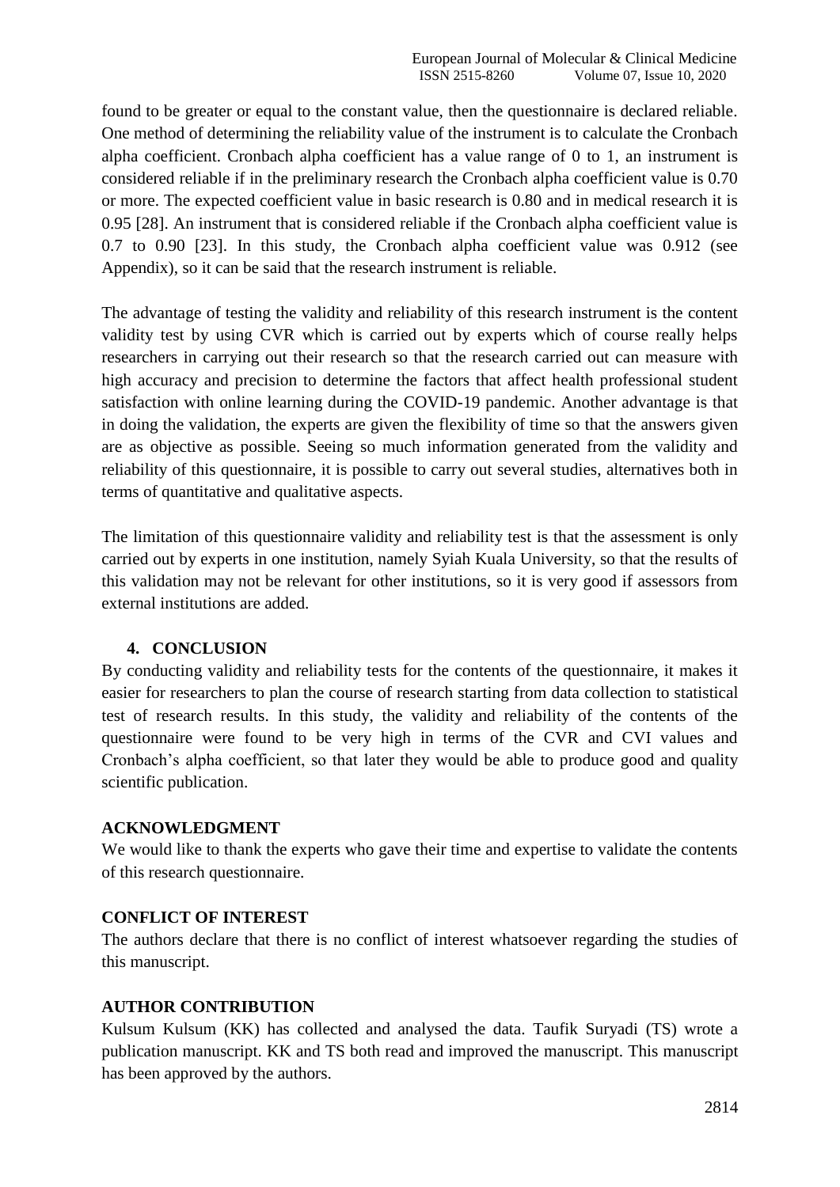found to be greater or equal to the constant value, then the questionnaire is declared reliable. One method of determining the reliability value of the instrument is to calculate the Cronbach alpha coefficient. Cronbach alpha coefficient has a value range of 0 to 1, an instrument is considered reliable if in the preliminary research the Cronbach alpha coefficient value is 0.70 or more. The expected coefficient value in basic research is 0.80 and in medical research it is 0.95 [28]. An instrument that is considered reliable if the Cronbach alpha coefficient value is 0.7 to 0.90 [23]. In this study, the Cronbach alpha coefficient value was 0.912 (see Appendix), so it can be said that the research instrument is reliable.

The advantage of testing the validity and reliability of this research instrument is the content validity test by using CVR which is carried out by experts which of course really helps researchers in carrying out their research so that the research carried out can measure with high accuracy and precision to determine the factors that affect health professional student satisfaction with online learning during the COVID-19 pandemic. Another advantage is that in doing the validation, the experts are given the flexibility of time so that the answers given are as objective as possible. Seeing so much information generated from the validity and reliability of this questionnaire, it is possible to carry out several studies, alternatives both in terms of quantitative and qualitative aspects.

The limitation of this questionnaire validity and reliability test is that the assessment is only carried out by experts in one institution, namely Syiah Kuala University, so that the results of this validation may not be relevant for other institutions, so it is very good if assessors from external institutions are added.

## 4. CONCLUSION

By conducting validity and reliability tests for the contents of the questionnaire, it makes it easier for researchers to plan the course of research starting from data collection to statistical test of research results. In this study, the validity and reliability of the contents of the questionnaire were found to be very high in terms of the CVR and CVI values and Cronbach's alpha coefficient, so that later they would be able to produce good and quality scientific publication.

## ACKNOWLEDGMENT

We would like to thank the experts who gave their time and expertise to validate the contents of this research questionnaire.

## CONFLICT OF INTEREST

The authors declare that there is no conflict of interest whatsoever regarding the studies of this manuscript.

## AUTHOR CONTRIBUTION

Kulsum Kulsum (KK) has collected and analysed the data. Taufik Suryadi (TS) wrote a publication manuscript. KK and TS both read and improved the manuscript. This manuscript has been approved by the authors.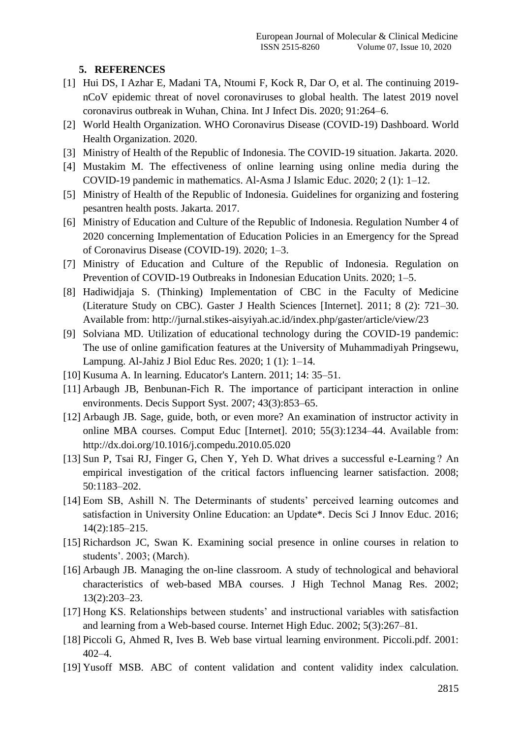## 5. REFERENCES

[1] Hui DS, I Azhar E, Madani TA, Ntoumi F, Kock R, Dar O, et al. The continuing 2019-nCoV epidemic threat of novel coronaviruses to global health. The latest 2019 novel coronavirus outbreak in Wuhan, China. Int J Infect Dis. 2020; 91:264–6.

[2] World Health Organization. WHO Coronavirus Disease (COVID-19) Dashboard. World Health Organization. 2020.

[3] Ministry of Health of the Republic of Indonesia. The COVID-19 situation. Jakarta. 2020.

[4] Mustakim M. The effectiveness of online learning using online media during the COVID-19 pandemic in mathematics. Al-Asma J Islamic Educ. 2020; 2 (1): 1–12.

[5] Ministry of Health of the Republic of Indonesia. Guidelines for organizing and fostering pesantren health posts. Jakarta. 2017.

[6] Ministry of Education and Culture of the Republic of Indonesia. Regulation Number 4 of 2020 concerning Implementation of Education Policies in an Emergency for the Spread of Coronavirus Disease (COVID-19). 2020; 1–3.

[7] Ministry of Education and Culture of the Republic of Indonesia. Regulation on Prevention of COVID-19 Outbreaks in Indonesian Education Units. 2020; 1–5.

[8] Hadiwidjaja S. (Thinking) Implementation of CBC in the Faculty of Medicine (Literature Study on CBC). Gaster J Health Sciences [Internet]. 2011; 8 (2): 721–30. Available from: http://jurnal.stikes-aisyiyah.ac.id/index.php/gaster/article/view/23

[9] Solviana MD. Utilization of educational technology during the COVID-19 pandemic: The use of online gamification features at the University of Muhammadiyah Pringsewu, Lampung. Al-Jahiz J Biol Educ Res. 2020; 1 (1): 1–14.

[10] Kusuma A. In learning. Educator's Lantern. 2011; 14: 35–51.

[11] Arbaugh JB, Benbunan-Fich R. The importance of participant interaction in online environments. Decis Support Syst. 2007; 43(3):853–65.

[12] Arbaugh JB. Sage, guide, both, or even more? An examination of instructor activity in online MBA courses. Comput Educ [Internet]. 2010; 55(3):1234–44. Available from: http://dx.doi.org/10.1016/j.compedu.2010.05.020

[13] Sun P, Tsai RJ, Finger G, Chen Y, Yeh D. What drives a successful e-Learning ? An empirical investigation of the critical factors influencing learner satisfaction. 2008; 50:1183–202.

[14] Eom SB, Ashill N. The Determinants of students' perceived learning outcomes and satisfaction in University Online Education: an Update*. Decis Sci J Innov Educ. 2016; 14(2):185–215.

[15] Richardson JC, Swan K. Examining social presence in online courses in relation to students'. 2003; (March).

[16] Arbaugh JB. Managing the on-line classroom. A study of technological and behavioral characteristics of web-based MBA courses. J High Technol Manag Res. 2002; 13(2):203–23.

[17] Hong KS. Relationships between students' and instructional variables with satisfaction and learning from a Web-based course. Internet High Educ. 2002; 5(3):267–81.

[18] Piccoli G, Ahmed R, Ives B. Web base virtual learning environment. Piccoli.pdf. 2001: 402–4.

[19] Yusoff MSB. ABC of content validation and content validity index calculation.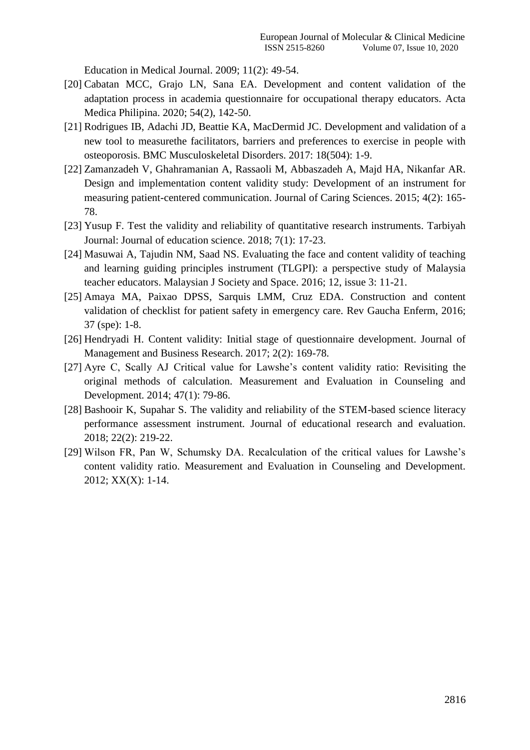Education in Medical Journal. 2009; 11(2): 49-54.

[20] Cabatan MCC, Grajo LN, Sana EA. Development and content validation of the adaptation process in academia questionnaire for occupational therapy educators. Acta Medica Philipina. 2020; 54(2), 142-50.

[21] Rodrigues IB, Adachi JD, Beattie KA, MacDermid JC. Development and validation of a new tool to measurethe facilitators, barriers and preferences to exercise in people with osteoporosis. BMC Musculoskeletal Disorders. 2017: 18(504): 1-9.

[22] Zamanzadeh V, Ghahramanian A, Rassaoli M, Abbaszadeh A, Majd HA, Nikanfar AR. Design and implementation content validity study: Development of an instrument for measuring patient-centered communication. Journal of Caring Sciences. 2015; 4(2): 165-78.

[23] Yusup F. Test the validity and reliability of quantitative research instruments. Tarbiyah Journal: Journal of education science. 2018; 7(1): 17-23.

[24] Masuwai A, Tajudin NM, Saad NS. Evaluating the face and content validity of teaching and learning guiding principles instrument (TLGPI): a perspective study of Malaysia teacher educators. Malaysian J Society and Space. 2016; 12, issue 3: 11-21.

[25] Amaya MA, Paixao DPSS, Sarquis LMM, Cruz EDA. Construction and content validation of checklist for patient safety in emergency care. Rev Gaucha Enferm, 2016; 37 (spe): 1-8.

[26] Hendryadi H. Content validity: Initial stage of questionnaire development. Journal of Management and Business Research. 2017; 2(2): 169-78.

[27] Ayre C, Scally AJ Critical value for Lawshe's content validity ratio: Revisiting the original methods of calculation. Measurement and Evaluation in Counseling and Development. 2014; 47(1): 79-86.

[28] Bashooir K, Supahar S. The validity and reliability of the STEM-based science literacy performance assessment instrument. Journal of educational research and evaluation. 2018; 22(2): 219-22.

[29] Wilson FR, Pan W, Schumsky DA. Recalculation of the critical values for Lawshe's content validity ratio. Measurement and Evaluation in Counseling and Development. 2012; XX(X): 1-14.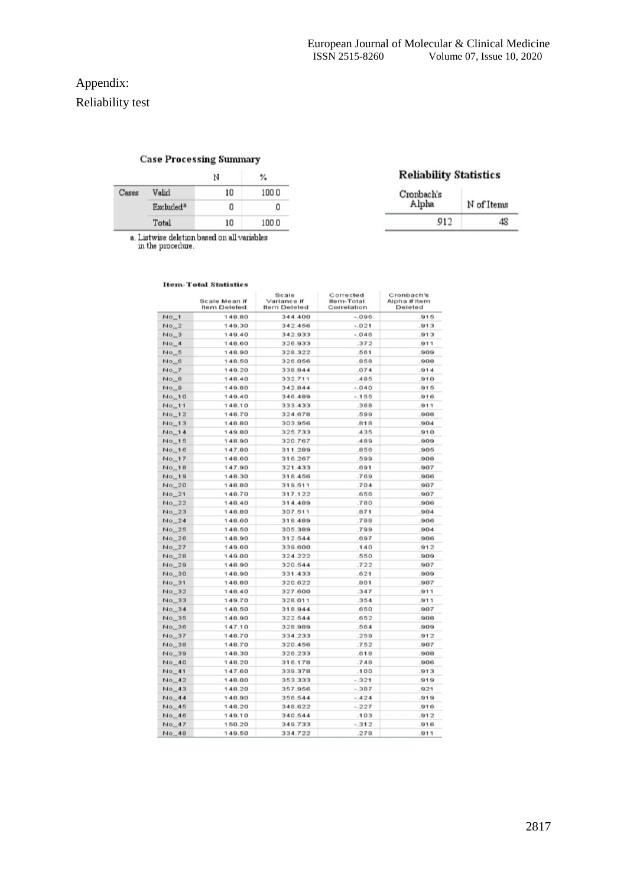Appendix:

Reliability test

**Case Processing Summary**

| | | N | % |
|---|---|---|---|
| Cases | Valid | 10 | 100.0 |
| | Excluded[a] | 0 | .0 |
| | Total | 10 | 100.0 |

a. Listwise deletion based on all variables in the procedure.

**Reliability Statistics**

| Cronbach's Alpha | N of Items |
|---|---|
| .912 | 48 |

**Item-Total Statistics**

| | Scale Mean if Item Deleted | Scale Variance if Item Deleted | Corrected Item-Total Correlation | Cronbach's Alpha if Item Deleted |
|---|---|---|---|---|
| No_1 | 148.80 | 344.400 | -.096 | .915 |
| No_2 | 149.30 | 342.456 | -.021 | .913 |
| No_3 | 149.40 | 342.933 | -.046 | .913 |
| No_4 | 148.60 | 326.933 | .372 | .911 |
| No_5 | 148.90 | 328.322 | .561 | .909 |
| No_6 | 148.50 | 326.056 | .858 | .908 |
| No_7 | 149.20 | 338.844 | .074 | .914 |
| No_8 | 148.40 | 332.711 | .485 | .910 |
| No_9 | 149.80 | 342.844 | -.040 | .915 |
| No_10 | 149.40 | 346.489 | -.155 | .916 |
| No_11 | 148.10 | 333.433 | .368 | .911 |
| No_12 | 148.70 | 324.678 | .599 | .908 |
| No_13 | 148.80 | 303.956 | .818 | .904 |
| No_14 | 149.80 | 325.733 | .435 | .910 |
| No_15 | 148.90 | 320.767 | .489 | .909 |
| No_16 | 147.80 | 311.289 | .856 | .905 |
| No_17 | 148.60 | 316.267 | .599 | .908 |
| No_18 | 147.90 | 321.433 | .691 | .907 |
| No_19 | 148.30 | 318.456 | .769 | .906 |
| No_20 | 148.80 | 319.511 | .704 | .907 |
| No_21 | 148.70 | 317.122 | .656 | .907 |
| No_22 | 148.40 | 314.489 | .780 | .906 |
| No_23 | 148.80 | 307.511 | .871 | .904 |
| No_24 | 148.60 | 318.489 | .788 | .906 |
| No_25 | 148.50 | 305.389 | .799 | .904 |
| No_26 | 148.90 | 312.544 | .697 | .906 |
| No_27 | 149.60 | 339.600 | .140 | .912 |
| No_28 | 149.00 | 324.222 | .550 | .909 |
| No_29 | 148.90 | 320.544 | .722 | .907 |
| No_30 | 148.90 | 331.433 | .621 | .909 |
| No_31 | 148.80 | 320.622 | .801 | .907 |
| No_32 | 148.40 | 327.600 | .347 | .911 |
| No_33 | 149.70 | 328.011 | .354 | .911 |
| No_34 | 148.50 | 318.944 | .650 | .907 |
| No_35 | 148.90 | 322.544 | .652 | .908 |
| No_36 | 147.10 | 328.989 | .564 | .909 |
| No_37 | 148.70 | 334.233 | .259 | .912 |
| No_38 | 148.70 | 320.456 | .752 | .907 |
| No_39 | 148.30 | 326.233 | .618 | .908 |
| No_40 | 148.20 | 316.178 | .748 | .906 |
| No_41 | 147.60 | 339.378 | .100 | .913 |
| No_42 | 148.00 | 353.333 | -.321 | .919 |
| No_43 | 148.20 | 357.956 | -.387 | .921 |
| No_44 | 148.90 | 356.544 | -.424 | .919 |
| No_45 | 148.20 | 348.622 | -.227 | .916 |
| No_46 | 149.10 | 340.544 | .103 | .912 |
| No_47 | 150.20 | 349.733 | -.312 | .916 |
| No_48 | 149.50 | 334.722 | .278 | .911 |